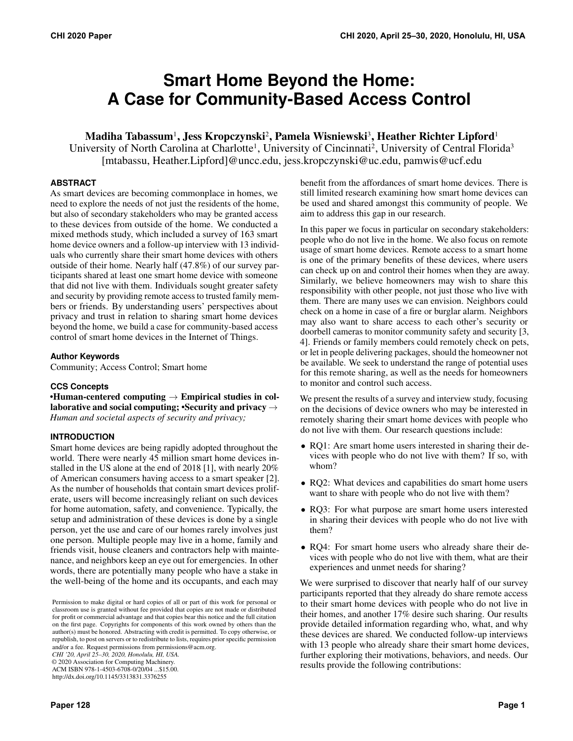# Smart Home Beyond the Home: A Case for Community-Based Access Control

**Madiha Tabassum**[1]**, Jess Kropczynski**[2]**, Pamela Wisniewski**[3]**, Heather Richter Lipford**[1]

University of North Carolina at Charlotte[1], University of Cincinnati[2], University of Central Florida[3]

[mtabassu, Heather.Lipford]@uncc.edu, jess.kropczynski@uc.edu, pamwis@ucf.edu

## ABSTRACT

As smart devices are becoming commonplace in homes, we need to explore the needs of not just the residents of the home, but also of secondary stakeholders who may be granted access to these devices from outside of the home. We conducted a mixed methods study, which included a survey of 163 smart home device owners and a follow-up interview with 13 individuals who currently share their smart home devices with others outside of their home. Nearly half (47.8%) of our survey participants shared at least one smart home device with someone that did not live with them. Individuals sought greater safety and security by providing remote access to trusted family members or friends. By understanding users' perspectives about privacy and trust in relation to sharing smart home devices beyond the home, we build a case for community-based access control of smart home devices in the Internet of Things.

### Author Keywords

Community; Access Control; Smart home

### CCS Concepts

**•Human-centered computing → Empirical studies in collaborative and social computing; •Security and privacy →** *Human and societal aspects of security and privacy;*

## INTRODUCTION

Smart home devices are being rapidly adopted throughout the world. There were nearly 45 million smart home devices installed in the US alone at the end of 2018 [1], with nearly 20% of American consumers having access to a smart speaker [2]. As the number of households that contain smart devices proliferate, users will become increasingly reliant on such devices for home automation, safety, and convenience. Typically, the setup and administration of these devices is done by a single person, yet the use and care of our homes rarely involves just one person. Multiple people may live in a home, family and friends visit, house cleaners and contractors help with maintenance, and neighbors keep an eye out for emergencies. In other words, there are potentially many people who have a stake in the well-being of the home and its occupants, and each may benefit from the affordances of smart home devices. There is still limited research examining how smart home devices can be used and shared amongst this community of people. We aim to address this gap in our research.

Permission to make digital or hard copies of all or part of this work for personal or classroom use is granted without fee provided that copies are not made or distributed for profit or commercial advantage and that copies bear this notice and the full citation on the first page. Copyrights for components of this work owned by others than the author(s) must be honored. Abstracting with credit is permitted. To copy otherwise, or republish, to post on servers or to redistribute to lists, requires prior specific permission and/or a fee. Request permissions from permissions@acm.org.
*CHI '20, April 25–30, 2020, Honolulu, HI, USA.*
© 2020 Association for Computing Machinery.
ACM ISBN 978-1-4503-6708-0/20/04 ...$15.00.
http://dx.doi.org/10.1145/3313831.3376255

In this paper we focus in particular on secondary stakeholders: people who do not live in the home. We also focus on remote usage of smart home devices. Remote access to a smart home is one of the primary benefits of these devices, where users can check up on and control their homes when they are away. Similarly, we believe homeowners may wish to share this responsibility with other people, not just those who live with them. There are many uses we can envision. Neighbors could check on a home in case of a fire or burglar alarm. Neighbors may also want to share access to each other's security or doorbell cameras to monitor community safety and security [3, 4]. Friends or family members could remotely check on pets, or let in people delivering packages, should the homeowner not be available. We seek to understand the range of potential uses for this remote sharing, as well as the needs for homeowners to monitor and control such access.

We present the results of a survey and interview study, focusing on the decisions of device owners who may be interested in remotely sharing their smart home devices with people who do not live with them. Our research questions include:

- RQ1: Are smart home users interested in sharing their devices with people who do not live with them? If so, with whom?
- RQ2: What devices and capabilities do smart home users want to share with people who do not live with them?
- RQ3: For what purpose are smart home users interested in sharing their devices with people who do not live with them?
- RQ4: For smart home users who already share their devices with people who do not live with them, what are their experiences and unmet needs for sharing?

We were surprised to discover that nearly half of our survey participants reported that they already do share remote access to their smart home devices with people who do not live in their homes, and another 17% desire such sharing. Our results provide detailed information regarding who, what, and why these devices are shared. We conducted follow-up interviews with 13 people who already share their smart home devices, further exploring their motivations, behaviors, and needs. Our results provide the following contributions: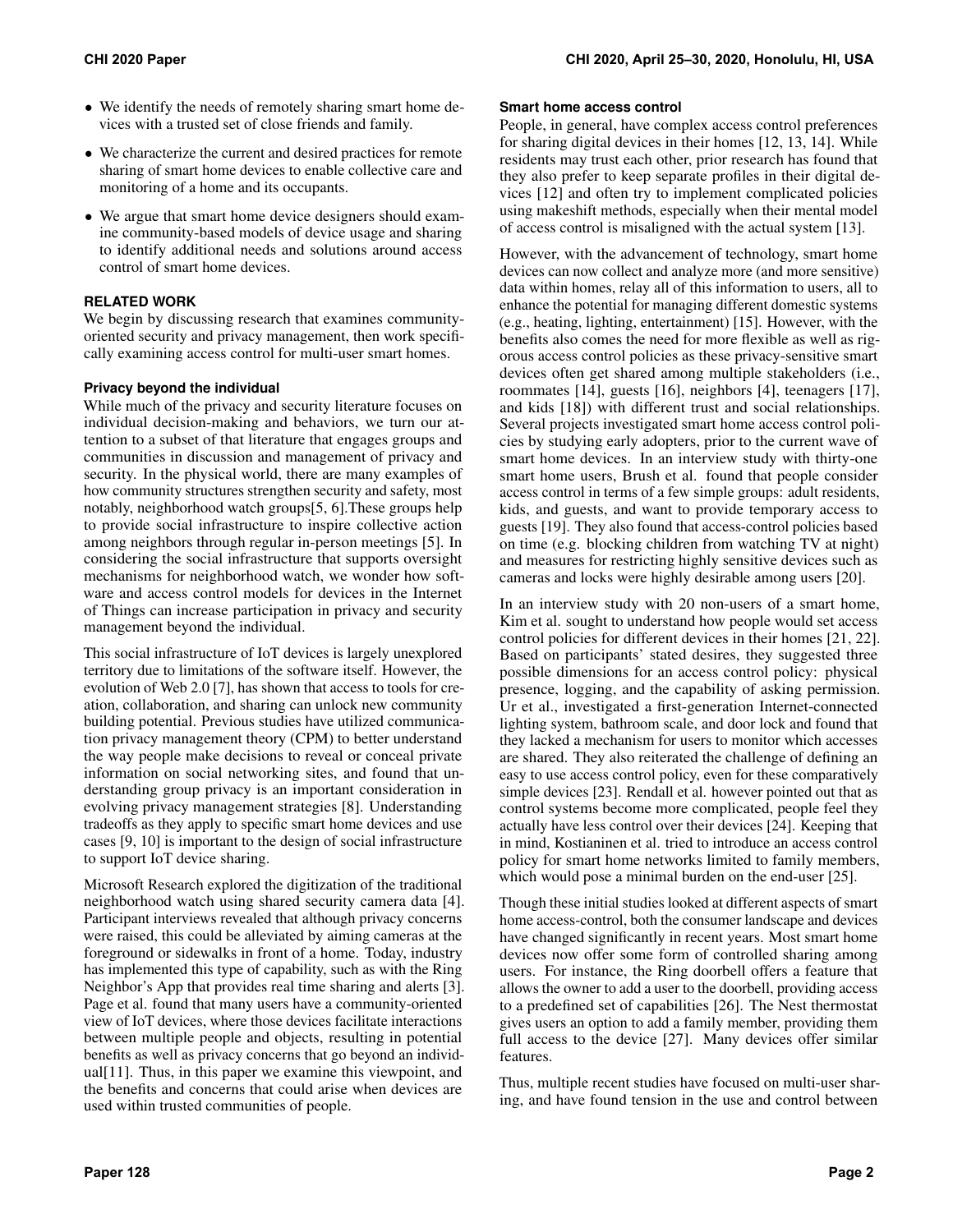- We identify the needs of remotely sharing smart home devices with a trusted set of close friends and family.
- We characterize the current and desired practices for remote sharing of smart home devices to enable collective care and monitoring of a home and its occupants.
- We argue that smart home device designers should examine community-based models of device usage and sharing to identify additional needs and solutions around access control of smart home devices.

## RELATED WORK

We begin by discussing research that examines community-oriented security and privacy management, then work specifically examining access control for multi-user smart homes.

### Privacy beyond the individual

While much of the privacy and security literature focuses on individual decision-making and behaviors, we turn our attention to a subset of that literature that engages groups and communities in discussion and management of privacy and security. In the physical world, there are many examples of how community structures strengthen security and safety, most notably, neighborhood watch groups[5, 6].These groups help to provide social infrastructure to inspire collective action among neighbors through regular in-person meetings [5]. In considering the social infrastructure that supports oversight mechanisms for neighborhood watch, we wonder how software and access control models for devices in the Internet of Things can increase participation in privacy and security management beyond the individual.

This social infrastructure of IoT devices is largely unexplored territory due to limitations of the software itself. However, the evolution of Web 2.0 [7], has shown that access to tools for creation, collaboration, and sharing can unlock new community building potential. Previous studies have utilized communication privacy management theory (CPM) to better understand the way people make decisions to reveal or conceal private information on social networking sites, and found that understanding group privacy is an important consideration in evolving privacy management strategies [8]. Understanding tradeoffs as they apply to specific smart home devices and use cases [9, 10] is important to the design of social infrastructure to support IoT device sharing.

Microsoft Research explored the digitization of the traditional neighborhood watch using shared security camera data [4]. Participant interviews revealed that although privacy concerns were raised, this could be alleviated by aiming cameras at the foreground or sidewalks in front of a home. Today, industry has implemented this type of capability, such as with the Ring Neighbor's App that provides real time sharing and alerts [3]. Page et al. found that many users have a community-oriented view of IoT devices, where those devices facilitate interactions between multiple people and objects, resulting in potential benefits as well as privacy concerns that go beyond an individual[11]. Thus, in this paper we examine this viewpoint, and the benefits and concerns that could arise when devices are used within trusted communities of people.

### Smart home access control

People, in general, have complex access control preferences for sharing digital devices in their homes [12, 13, 14]. While residents may trust each other, prior research has found that they also prefer to keep separate profiles in their digital devices [12] and often try to implement complicated policies using makeshift methods, especially when their mental model of access control is misaligned with the actual system [13].

However, with the advancement of technology, smart home devices can now collect and analyze more (and more sensitive) data within homes, relay all of this information to users, all to enhance the potential for managing different domestic systems (e.g., heating, lighting, entertainment) [15]. However, with the benefits also comes the need for more flexible as well as rigorous access control policies as these privacy-sensitive smart devices often get shared among multiple stakeholders (i.e., roommates [14], guests [16], neighbors [4], teenagers [17], and kids [18]) with different trust and social relationships. Several projects investigated smart home access control policies by studying early adopters, prior to the current wave of smart home devices. In an interview study with thirty-one smart home users, Brush et al. found that people consider access control in terms of a few simple groups: adult residents, kids, and guests, and want to provide temporary access to guests [19]. They also found that access-control policies based on time (e.g. blocking children from watching TV at night) and measures for restricting highly sensitive devices such as cameras and locks were highly desirable among users [20].

In an interview study with 20 non-users of a smart home, Kim et al. sought to understand how people would set access control policies for different devices in their homes [21, 22]. Based on participants' stated desires, they suggested three possible dimensions for an access control policy: physical presence, logging, and the capability of asking permission. Ur et al., investigated a first-generation Internet-connected lighting system, bathroom scale, and door lock and found that they lacked a mechanism for users to monitor which accesses are shared. They also reiterated the challenge of defining an easy to use access control policy, even for these comparatively simple devices [23]. Rendall et al. however pointed out that as control systems become more complicated, people feel they actually have less control over their devices [24]. Keeping that in mind, Kostianinen et al. tried to introduce an access control policy for smart home networks limited to family members, which would pose a minimal burden on the end-user [25].

Though these initial studies looked at different aspects of smart home access-control, both the consumer landscape and devices have changed significantly in recent years. Most smart home devices now offer some form of controlled sharing among users. For instance, the Ring doorbell offers a feature that allows the owner to add a user to the doorbell, providing access to a predefined set of capabilities [26]. The Nest thermostat gives users an option to add a family member, providing them full access to the device [27]. Many devices offer similar features.

Thus, multiple recent studies have focused on multi-user sharing, and have found tension in the use and control between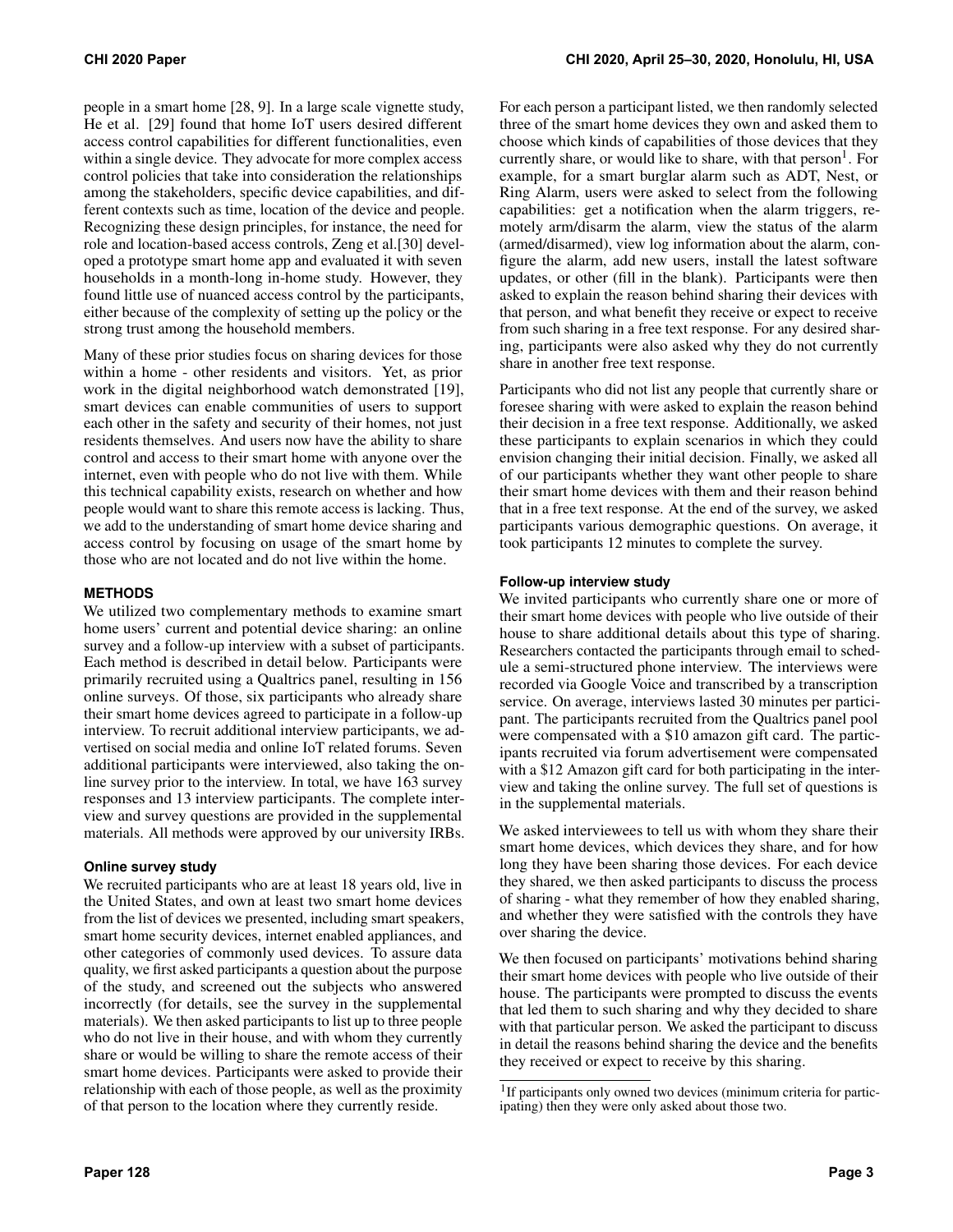people in a smart home [28, 9]. In a large scale vignette study, He et al. [29] found that home IoT users desired different access control capabilities for different functionalities, even within a single device. They advocate for more complex access control policies that take into consideration the relationships among the stakeholders, specific device capabilities, and different contexts such as time, location of the device and people. Recognizing these design principles, for instance, the need for role and location-based access controls, Zeng et al.[30] developed a prototype smart home app and evaluated it with seven households in a month-long in-home study. However, they found little use of nuanced access control by the participants, either because of the complexity of setting up the policy or the strong trust among the household members.

Many of these prior studies focus on sharing devices for those within a home - other residents and visitors. Yet, as prior work in the digital neighborhood watch demonstrated [19], smart devices can enable communities of users to support each other in the safety and security of their homes, not just residents themselves. And users now have the ability to share control and access to their smart home with anyone over the internet, even with people who do not live with them. While this technical capability exists, research on whether and how people would want to share this remote access is lacking. Thus, we add to the understanding of smart home device sharing and access control by focusing on usage of the smart home by those who are not located and do not live within the home.

## METHODS

We utilized two complementary methods to examine smart home users' current and potential device sharing: an online survey and a follow-up interview with a subset of participants. Each method is described in detail below. Participants were primarily recruited using a Qualtrics panel, resulting in 156 online surveys. Of those, six participants who already share their smart home devices agreed to participate in a follow-up interview. To recruit additional interview participants, we advertised on social media and online IoT related forums. Seven additional participants were interviewed, also taking the online survey prior to the interview. In total, we have 163 survey responses and 13 interview participants. The complete interview and survey questions are provided in the supplemental materials. All methods were approved by our university IRBs.

### Online survey study

We recruited participants who are at least 18 years old, live in the United States, and own at least two smart home devices from the list of devices we presented, including smart speakers, smart home security devices, internet enabled appliances, and other categories of commonly used devices. To assure data quality, we first asked participants a question about the purpose of the study, and screened out the subjects who answered incorrectly (for details, see the survey in the supplemental materials). We then asked participants to list up to three people who do not live in their house, and with whom they currently share or would be willing to share the remote access of their smart home devices. Participants were asked to provide their relationship with each of those people, as well as the proximity of that person to the location where they currently reside.

For each person a participant listed, we then randomly selected three of the smart home devices they own and asked them to choose which kinds of capabilities of those devices that they currently share, or would like to share, with that person[1]. For example, for a smart burglar alarm such as ADT, Nest, or Ring Alarm, users were asked to select from the following capabilities: get a notification when the alarm triggers, remotely arm/disarm the alarm, view the status of the alarm (armed/disarmed), view log information about the alarm, configure the alarm, add new users, install the latest software updates, or other (fill in the blank). Participants were then asked to explain the reason behind sharing their devices with that person, and what benefit they receive or expect to receive from such sharing in a free text response. For any desired sharing, participants were also asked why they do not currently share in another free text response.

Participants who did not list any people that currently share or foresee sharing with were asked to explain the reason behind their decision in a free text response. Additionally, we asked these participants to explain scenarios in which they could envision changing their initial decision. Finally, we asked all of our participants whether they want other people to share their smart home devices with them and their reason behind that in a free text response. At the end of the survey, we asked participants various demographic questions. On average, it took participants 12 minutes to complete the survey.

### Follow-up interview study

We invited participants who currently share one or more of their smart home devices with people who live outside of their house to share additional details about this type of sharing. Researchers contacted the participants through email to schedule a semi-structured phone interview. The interviews were recorded via Google Voice and transcribed by a transcription service. On average, interviews lasted 30 minutes per participant. The participants recruited from the Qualtrics panel pool were compensated with a $10 amazon gift card. The participants recruited via forum advertisement were compensated with a $12 Amazon gift card for both participating in the interview and taking the online survey. The full set of questions is in the supplemental materials.

We asked interviewees to tell us with whom they share their smart home devices, which devices they share, and for how long they have been sharing those devices. For each device they shared, we then asked participants to discuss the process of sharing - what they remember of how they enabled sharing, and whether they were satisfied with the controls they have over sharing the device.

We then focused on participants' motivations behind sharing their smart home devices with people who live outside of their house. The participants were prompted to discuss the events that led them to such sharing and why they decided to share with that particular person. We asked the participant to discuss in detail the reasons behind sharing the device and the benefits they received or expect to receive by this sharing.

[1] If participants only owned two devices (minimum criteria for participating) then they were only asked about those two.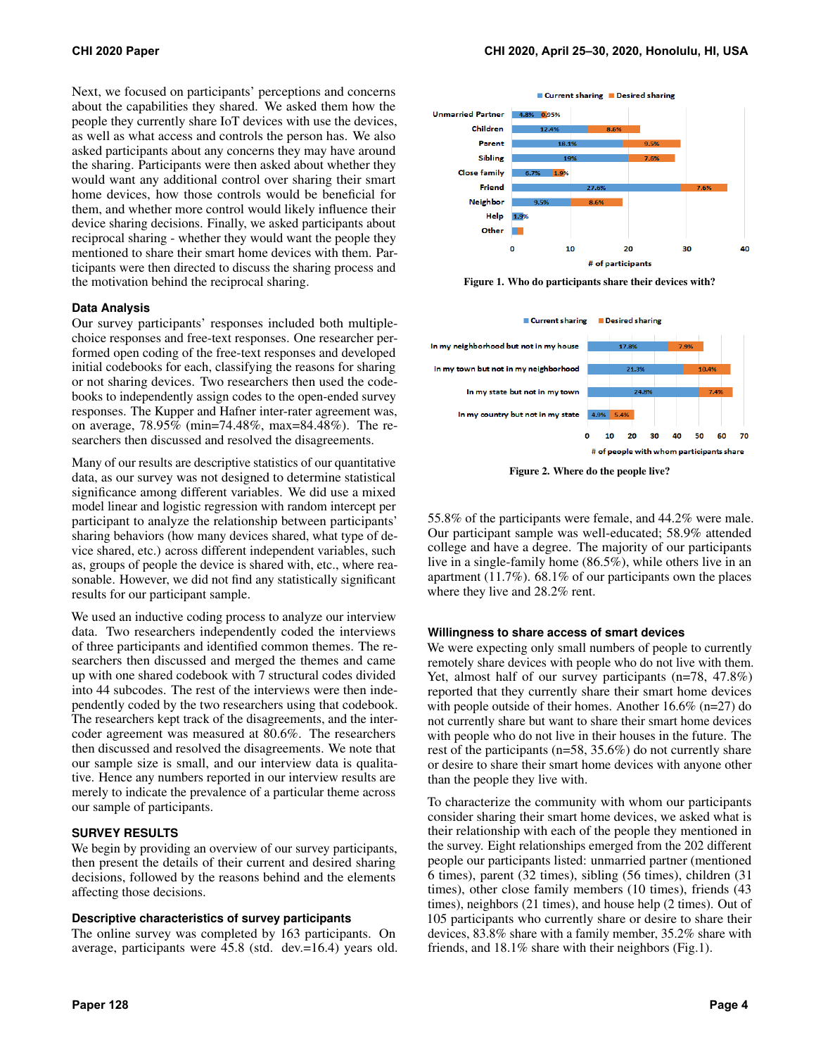Next, we focused on participants' perceptions and concerns about the capabilities they shared. We asked them how the people they currently share IoT devices with use the devices, as well as what access and controls the person has. We also asked participants about any concerns they may have around the sharing. Participants were then asked about whether they would want any additional control over sharing their smart home devices, how those controls would be beneficial for them, and whether more control would likely influence their device sharing decisions. Finally, we asked participants about reciprocal sharing - whether they would want the people they mentioned to share their smart home devices with them. Participants were then directed to discuss the sharing process and the motivation behind the reciprocal sharing.

### Data Analysis

Our survey participants' responses included both multiple-choice responses and free-text responses. One researcher performed open coding of the free-text responses and developed initial codebooks for each, classifying the reasons for sharing or not sharing devices. Two researchers then used the codebooks to independently assign codes to the open-ended survey responses. The Kupper and Hafner inter-rater agreement was, on average, 78.95% (min=74.48%, max=84.48%). The researchers then discussed and resolved the disagreements.

Many of our results are descriptive statistics of our quantitative data, as our survey was not designed to determine statistical significance among different variables. We did use a mixed model linear and logistic regression with random intercept per participant to analyze the relationship between participants' sharing behaviors (how many devices shared, what type of device shared, etc.) across different independent variables, such as, groups of people the device is shared with, etc., where reasonable. However, we did not find any statistically significant results for our participant sample.

We used an inductive coding process to analyze our interview data. Two researchers independently coded the interviews of three participants and identified common themes. The researchers then discussed and merged the themes and came up with one shared codebook with 7 structural codes divided into 44 subcodes. The rest of the interviews were then independently coded by the two researchers using that codebook. The researchers kept track of the disagreements, and the intercoder agreement was measured at 80.6%. The researchers then discussed and resolved the disagreements. We note that our sample size is small, and our interview data is qualitative. Hence any numbers reported in our interview results are merely to indicate the prevalence of a particular theme across our sample of participants.

## SURVEY RESULTS

We begin by providing an overview of our survey participants, then present the details of their current and desired sharing decisions, followed by the reasons behind and the elements affecting those decisions.

### Descriptive characteristics of survey participants

The online survey was completed by 163 participants. On average, participants were 45.8 (std. dev.=16.4) years old. 55.8% of the participants were female, and 44.2% were male. Our participant sample was well-educated; 58.9% attended college and have a degree. The majority of our participants live in a single-family home (86.5%), while others live in an apartment (11.7%). 68.1% of our participants own the places where they live and 28.2% rent.

Figure 1. Who do participants share their devices with?

Figure 2. Where do the people live?

### Willingness to share access of smart devices

We were expecting only small numbers of people to currently remotely share devices with people who do not live with them. Yet, almost half of our survey participants (n=78, 47.8%) reported that they currently share their smart home devices with people outside of their homes. Another 16.6% (n=27) do not currently share but want to share their smart home devices with people who do not live in their houses in the future. The rest of the participants (n=58, 35.6%) do not currently share or desire to share their smart home devices with anyone other than the people they live with.

To characterize the community with whom our participants consider sharing their smart home devices, we asked what is their relationship with each of the people they mentioned in the survey. Eight relationships emerged from the 202 different people our participants listed: unmarried partner (mentioned 6 times), parent (32 times), sibling (56 times), children (31 times), other close family members (10 times), friends (43 times), neighbors (21 times), and house help (2 times). Out of 105 participants who currently share or desire to share their devices, 83.8% share with a family member, 35.2% share with friends, and 18.1% share with their neighbors (Fig.1).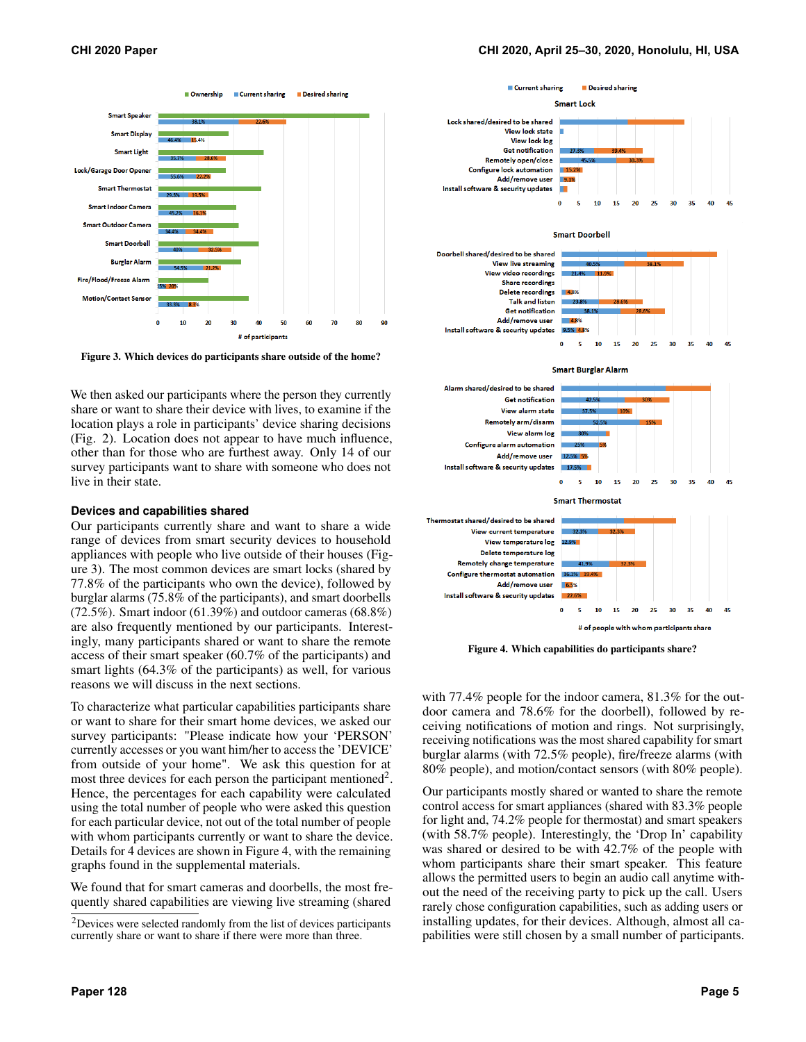Figure 3. Which devices do participants share outside of the home?

Figure 4. Which capabilities do participants share?

We then asked our participants where the person they currently share or want to share their device with lives, to examine if the location plays a role in participants' device sharing decisions (Fig. 2). Location does not appear to have much influence, other than for those who are furthest away. Only 14 of our survey participants want to share with someone who does not live in their state.

### Devices and capabilities shared

Our participants currently share and want to share a wide range of devices from smart security devices to household appliances with people who live outside of their houses (Figure 3). The most common devices are smart locks (shared by 77.8% of the participants who own the device), followed by burglar alarms (75.8% of the participants), and smart doorbells (72.5%). Smart indoor (61.39%) and outdoor cameras (68.8%) are also frequently mentioned by our participants. Interestingly, many participants shared or want to share the remote access of their smart speaker (60.7% of the participants) and smart lights (64.3% of the participants) as well, for various reasons we will discuss in the next sections.

To characterize what particular capabilities participants share or want to share for their smart home devices, we asked our survey participants: "Please indicate how your 'PERSON' currently accesses or you want him/her to access the 'DEVICE' from outside of your home". We ask this question for at most three devices for each person the participant mentioned[2]. Hence, the percentages for each capability were calculated using the total number of people who were asked this question for each particular device, not out of the total number of people with whom participants currently or want to share the device. Details for 4 devices are shown in Figure 4, with the remaining graphs found in the supplemental materials.

We found that for smart cameras and doorbells, the most frequently shared capabilities are viewing live streaming (shared with 77.4% people for the indoor camera, 81.3% for the outdoor camera and 78.6% for the doorbell), followed by receiving notifications of motion and rings. Not surprisingly, receiving notifications was the most shared capability for smart burglar alarms (with 72.5% people), fire/freeze alarms (with 80% people), and motion/contact sensors (with 80% people).

Our participants mostly shared or wanted to share the remote control access for smart appliances (shared with 83.3% people for light and, 74.2% people for thermostat) and smart speakers (with 58.7% people). Interestingly, the 'Drop In' capability was shared or desired to be with 42.7% of the people with whom participants share their smart speaker. This feature allows the permitted users to begin an audio call anytime without the need of the receiving party to pick up the call. Users rarely chose configuration capabilities, such as adding users or installing updates, for their devices. Although, almost all capabilities were still chosen by a small number of participants.

[2] Devices were selected randomly from the list of devices participants currently share or want to share if there were more than three.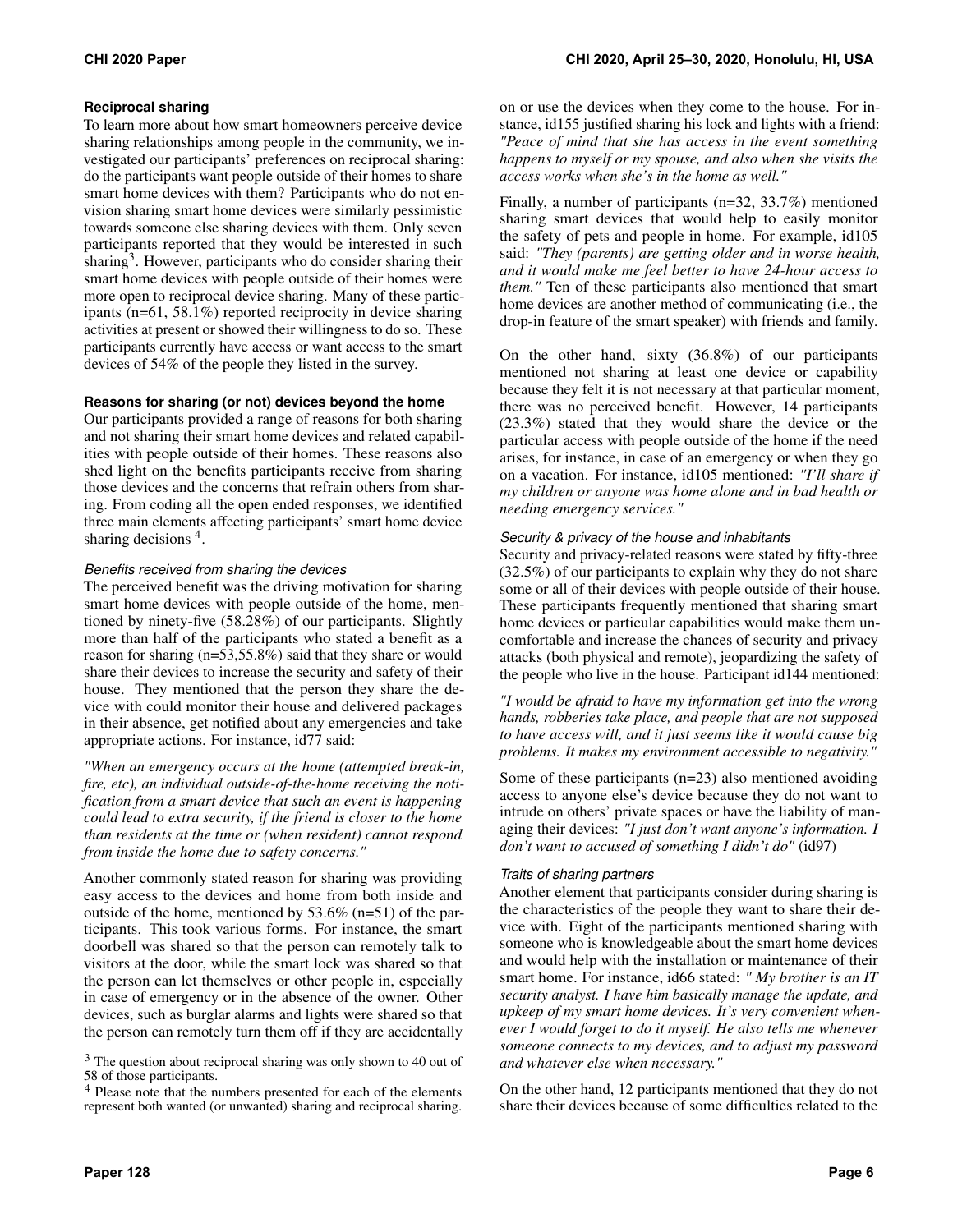### Reciprocal sharing

To learn more about how smart homeowners perceive device sharing relationships among people in the community, we investigated our participants' preferences on reciprocal sharing: do the participants want people outside of their homes to share smart home devices with them? Participants who do not envision sharing smart home devices were similarly pessimistic towards someone else sharing devices with them. Only seven participants reported that they would be interested in such sharing[3]. However, participants who do consider sharing their smart home devices with people outside of their homes were more open to reciprocal device sharing. Many of these participants (n=61, 58.1%) reported reciprocity in device sharing activities at present or showed their willingness to do so. These participants currently have access or want access to the smart devices of 54% of the people they listed in the survey.

### Reasons for sharing (or not) devices beyond the home

Our participants provided a range of reasons for both sharing and not sharing their smart home devices and related capabilities with people outside of their homes. These reasons also shed light on the benefits participants receive from sharing those devices and the concerns that refrain others from sharing. From coding all the open ended responses, we identified three main elements affecting participants' smart home device sharing decisions [4].

#### *Benefits received from sharing the devices*

The perceived benefit was the driving motivation for sharing smart home devices with people outside of the home, mentioned by ninety-five (58.28%) of our participants. Slightly more than half of the participants who stated a benefit as a reason for sharing (n=53,55.8%) said that they share or would share their devices to increase the security and safety of their house. They mentioned that the person they share the device with could monitor their house and delivered packages in their absence, get notified about any emergencies and take appropriate actions. For instance, id77 said:

*"When an emergency occurs at the home (attempted break-in, fire, etc) an individual outside-of-the-home receiving the notification from a smart device that such an event is happening could lead to extra security, if the friend is closer to the home than residents at the time or (when resident) cannot respond from inside the home due to safety concerns."*

Another commonly stated reason for sharing was providing easy access to the devices and home from both inside and outside of the home, mentioned by 53.6% (n=51) of the participants. This took various forms. For instance, the smart doorbell was shared so that the person can remotely talk to visitors at the door, while the smart lock was shared so that the person can let themselves or other people in, especially in case of emergency or in the absence of the owner. Other devices, such as burglar alarms and lights were shared so that the person can remotely turn them off if they are accidentally on or use the devices when they come to the house. For instance, id155 justified sharing his lock and lights with a friend: *"Peace of mind that she has access in the event something happens to myself or my spouse, and also when she visits the access works when she's in the home as well."*

Finally, a number of participants (n=32, 33.7%) mentioned sharing smart devices that would help to easily monitor the safety of pets and people in home. For example, id105 said: *"They (parents) are getting older and in worse health, and it would make me feel better to have 24-hour access to them."* Ten of these participants also mentioned that smart home devices are another method of communicating (i.e., the drop-in feature of the smart speaker) with friends and family.

On the other hand, sixty (36.8%) of our participants mentioned not sharing at least one device or capability because they felt it is not necessary at that particular moment, there was no perceived benefit. However, 14 participants (23.3%) stated that they would share the device or the particular access with people outside of the home if the need arises, for instance, in case of an emergency or when they go on a vacation. For instance, id105 mentioned: *"I'll share if my children or anyone was home alone and in bad health or needing emergency services."*

#### *Security & privacy of the house and inhabitants*

Security and privacy-related reasons were stated by fifty-three (32.5%) of our participants to explain why they do not share some or all of their devices with people outside of their house. These participants frequently mentioned that sharing smart home devices or particular capabilities would make them uncomfortable and increase the chances of security and privacy attacks (both physical and remote), jeopardizing the safety of the people who live in the house. Participant id144 mentioned:

*"I would be afraid to have my information get into the wrong hands, robberies take place, and people that are not supposed to have access will, and it just seems like it would cause big problems. It makes my environment accessible to negativity."*

Some of these participants (n=23) also mentioned avoiding access to anyone else's device because they do not want to intrude on others' private spaces or have the liability of managing their devices: *"I just don't want anyone's information. I don't want to accused of something I didn't do"* (id97)

#### *Traits of sharing partners*

Another element that participants consider during sharing is the characteristics of the people they want to share their device with. Eight of the participants mentioned sharing with someone who is knowledgeable about the smart home devices and would help with the installation or maintenance of their smart home. For instance, id66 stated: *" My brother is an IT security analyst. I have him basically manage the update, and upkeep of my smart home devices. It's very convenient whenever I would forget to do it myself. He also tells me whenever someone connects to my devices, and to adjust my password and whatever else when necessary."*

On the other hand, 12 participants mentioned that they do not share their devices because of some difficulties related to the

---

[3] The question about reciprocal sharing was only shown to 40 out of 58 of those participants.

[4] Please note that the numbers presented for each of the elements represent both wanted (or unwanted) sharing and reciprocal sharing.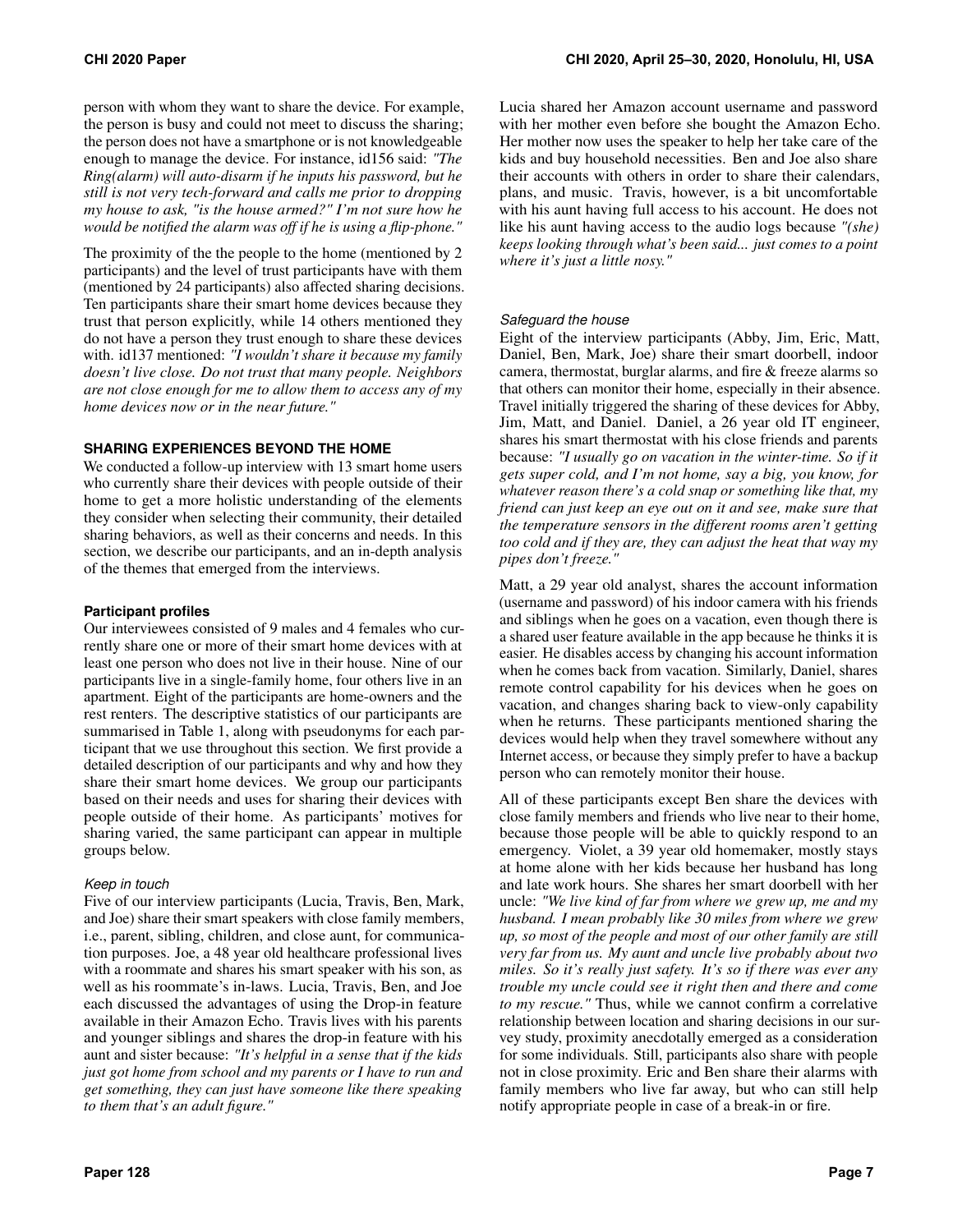person with whom they want to share the device. For example, the person is busy and could not meet to discuss the sharing; the person does not have a smartphone or is not knowledgeable enough to manage the device. For instance, id156 said: *"The Ring(alarm) will auto-disarm if he inputs his password, but he still is not very tech-forward and calls me prior to dropping my house to ask, "is the house armed?" I'm not sure how he would be notified the alarm was off if he is using a flip-phone."*

The proximity of the the people to the home (mentioned by 2 participants) and the level of trust participants have with them (mentioned by 24 participants) also affected sharing decisions. Ten participants share their smart home devices because they trust that person explicitly, while 14 others mentioned they do not have a person they trust enough to share these devices with. id137 mentioned: *"I wouldn't share it because my family doesn't live close. Do not trust that many people. Neighbors are not close enough for me to allow them to access any of my home devices now or in the near future."*

## SHARING EXPERIENCES BEYOND THE HOME

We conducted a follow-up interview with 13 smart home users who currently share their devices with people outside of their home to get a more holistic understanding of the elements they consider when selecting their community, their detailed sharing behaviors, as well as their concerns and needs. In this section, we describe our participants, and an in-depth analysis of the themes that emerged from the interviews.

### Participant profiles

Our interviewees consisted of 9 males and 4 females who currently share one or more of their smart home devices with at least one person who does not live in their house. Nine of our participants live in a single-family home, four others live in an apartment. Eight of the participants are home-owners and the rest renters. The descriptive statistics of our participants are summarised in Table 1, along with pseudonyms for each participant that we use throughout this section. We first provide a detailed description of our participants and why and how they share their smart home devices. We group our participants based on their needs and uses for sharing their devices with people outside of their home. As participants' motives for sharing varied, the same participant can appear in multiple groups below.

#### *Keep in touch*

Five of our interview participants (Lucia, Travis, Ben, Mark, and Joe) share their smart speakers with close family members, i.e., parent, sibling, children, and close aunt, for communication purposes. Joe, a 48 year old healthcare professional lives with a roommate and shares his smart speaker with his son, as well as his roommate's in-laws. Lucia, Travis, Ben, and Joe each discussed the advantages of using the Drop-in feature available in their Amazon Echo. Travis lives with his parents and younger siblings and shares the drop-in feature with his aunt and sister because: *"It's helpful in a sense that if the kids just got home from school and my parents or I have to run and get something, they can just have someone like there speaking to them that's an adult figure."*

Lucia shared her Amazon account username and password with her mother even before she bought the Amazon Echo. Her mother now uses the speaker to help her take care of the kids and buy household necessities. Ben and Joe also share their accounts with others in order to share their calendars, plans, and music. Travis, however, is a bit uncomfortable with his aunt having full access to his account. He does not like his aunt having access to the audio logs because *"(she) keeps looking through what's been said... just comes to a point where it's just a little nosy."*

#### *Safeguard the house*

Eight of the interview participants (Abby, Jim, Eric, Matt, Daniel, Ben, Mark, Joe) share their smart doorbell, indoor camera, thermostat, burglar alarms, and fire & freeze alarms so that others can monitor their home, especially in their absence. Travel initially triggered the sharing of these devices for Abby, Jim, Matt, and Daniel. Daniel, a 26 year old IT engineer, shares his smart thermostat with his close friends and parents because: *"I usually go on vacation in the winter-time. So if it gets super cold, and I'm not home, say a big, you know, for whatever reason there's a cold snap or something like that, my friend can just keep an eye out on it and see, make sure that the temperature sensors in the different rooms aren't getting too cold and if they are, they can adjust the heat that way my pipes don't freeze."*

Matt, a 29 year old analyst, shares the account information (username and password) of his indoor camera with his friends and siblings when he goes on a vacation, even though there is a shared user feature available in the app because he thinks it is easier. He disables access by changing his account information when he comes back from vacation. Similarly, Daniel, shares remote control capability for his devices when he goes on vacation, and changes sharing back to view-only capability when he returns. These participants mentioned sharing the devices would help when they travel somewhere without any Internet access, or because they simply prefer to have a backup person who can remotely monitor their house.

All of these participants except Ben share the devices with close family members and friends who live near to their home, because those people will be able to quickly respond to an emergency. Violet, a 39 year old homemaker, mostly stays at home alone with her kids because her husband has long and late work hours. She shares her smart doorbell with her uncle: *"We live kind of far from where we grew up, me and my husband. I mean probably like 30 miles from where we grew up, so most of the people and most of our other family are still very far from us. My aunt and uncle live probably about two miles. So it's really just safety. It's so if there was ever any trouble my uncle could see it right then and there and come to my rescue."* Thus, while we cannot confirm a correlative relationship between location and sharing decisions in our survey study, proximity anecdotally emerged as a consideration for some individuals. Still, participants also share with people not in close proximity. Eric and Ben share their alarms with family members who live far away, but who can still help notify appropriate people in case of a break-in or fire.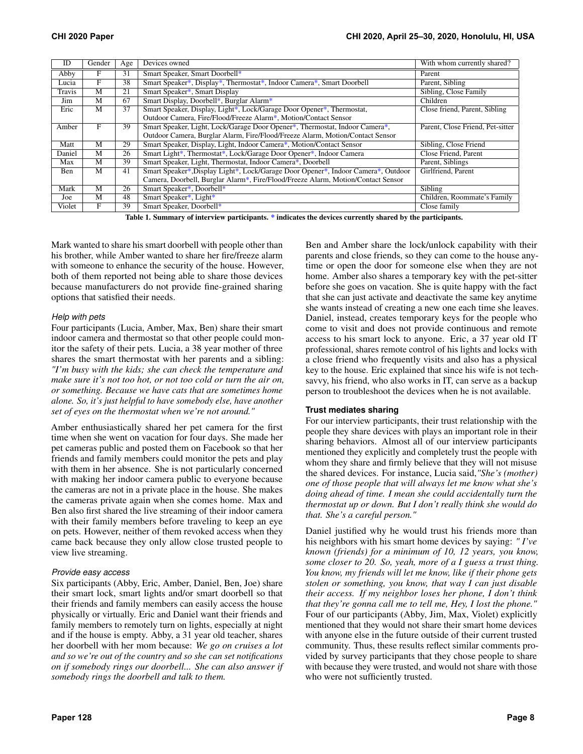| ID | Gender | Age | Devices owned | With whom currently shared? |
|---|---|---|---|---|
| Abby | F | 31 | Smart Speaker, Smart Doorbell* | Parent |
| Lucia | F | 38 | Smart Speaker*, Display*, Thermostat*, Indoor Camera*, Smart Doorbell | Parent, Sibling |
| Travis | M | 21 | Smart Speaker*, Smart Display | Sibling, Close Family |
| Jim | M | 67 | Smart Display, Doorbell*, Burglar Alarm* | Children |
| Eric | M | 37 | Smart Speaker, Display, Light*, Lock/Garage Door Opener*, Thermostat, Outdoor Camera, Fire/Flood/Freeze Alarm*, Motion/Contact Sensor | Close friend, Parent, Sibling |
| Amber | F | 39 | Smart Speaker, Light, Lock/Garage Door Opener*, Thermostat, Indoor Camera*, Outdoor Camera, Burglar Alarm, Fire/Flood/Freeze Alarm, Motion/Contact Sensor | Parent, Close Friend, Pet-sitter |
| Matt | M | 29 | Smart Speaker, Display, Light, Indoor Camera*, Motion/Contact Sensor | Sibling, Close Friend |
| Daniel | M | 26 | Smart Light*, Thermostat*, Lock/Garage Door Opener*, Indoor Camera | Close Friend, Parent |
| Max | M | 39 | Smart Speaker, Light, Thermostat, Indoor Camera*, Doorbell | Parent, Siblings |
| Ben | M | 41 | Smart Speaker*,Display Light*, Lock/Garage Door Opener*, Indoor Camera*, Outdoor Camera, Doorbell, Burglar Alarm*, Fire/Flood/Freeze Alarm, Motion/Contact Sensor | Girlfriend, Parent |
| Mark | M | 26 | Smart Speaker*, Doorbell* | Sibling |
| Joe | M | 48 | Smart Speaker*, Light* | Children, Roommate's Family |
| Violet | F | 39 | Smart Speaker, Doorbell* | Close family |

**Table 1. Summary of interview participants. * indicates the devices currently shared by the participants.**

Mark wanted to share his smart doorbell with people other than his brother, while Amber wanted to share her fire/freeze alarm with someone to enhance the security of the house. However, both of them reported not being able to share those devices because manufacturers do not provide fine-grained sharing options that satisfied their needs.

*Help with pets*

Four participants (Lucia, Amber, Max, Ben) share their smart indoor camera and thermostat so that other people could monitor the safety of their pets. Lucia, a 38 year mother of three shares the smart thermostat with her parents and a sibling: *"I'm busy with the kids; she can check the temperature and make sure it's not too hot, or not too cold or turn the air on, or something. Because we have cats that are sometimes home alone. So, it's just helpful to have somebody else, have another set of eyes on the thermostat when we're not around."*

Amber enthusiastically shared her pet camera for the first time when she went on vacation for four days. She made her pet cameras public and posted them on Facebook so that her friends and family members could monitor the pets and play with them in her absence. She is not particularly concerned with making her indoor camera public to everyone because the cameras are not in a private place in the house. She makes the cameras private again when she comes home. Max and Ben also first shared the live streaming of their indoor camera with their family members before traveling to keep an eye on pets. However, neither of them revoked access when they came back because they only allow close trusted people to view live streaming.

*Provide easy access*

Six participants (Abby, Eric, Amber, Daniel, Ben, Joe) share their smart lock, smart lights and/or smart doorbell so that their friends and family members can easily access the house physically or virtually. Eric and Daniel want their friends and family members to remotely turn on lights, especially at night and if the house is empty. Abby, a 31 year old teacher, shares her doorbell with her mom because: *We go on cruises a lot and so we're out of the country and so she can set notifications on if somebody rings our doorbell... She can also answer if somebody rings the doorbell and talk to them.*

Ben and Amber share the lock/unlock capability with their parents and close friends, so they can come to the house anytime or open the door for someone else when they are not home. Amber also shares a temporary key with the pet-sitter before she goes on vacation. She is quite happy with the fact that she can just activate and deactivate the same key anytime she wants instead of creating a new one each time she leaves. Daniel, instead, creates temporary keys for the people who come to visit and does not provide continuous and remote access to his smart lock to anyone. Eric, a 37 year old IT professional, shares remote control of his lights and locks with a close friend who frequently visits and also has a physical key to the house. Eric explained that since his wife is not tech-savvy, his friend, who also works in IT, can serve as a backup person to troubleshoot the devices when he is not available.

**Trust mediates sharing**

For our interview participants, their trust relationship with the people they share devices with plays an important role in their sharing behaviors. Almost all of our interview participants mentioned they explicitly and completely trust the people with whom they share and firmly believe that they will not misuse the shared devices. For instance, Lucia said,*"She's (mother) one of those people that will always let me know what she's doing ahead of time. I mean she could accidentally turn the thermostat up or down. But I don't really think she would do that. She's a careful person."*

Daniel justified why he would trust his friends more than his neighbors with his smart home devices by saying: *" I've known (friends) for a minimum of 10, 12 years, you know, some closer to 20. So, yeah, more of a I guess a trust thing. You know, my friends will let me know, like if their phone gets stolen or something, you know, that way I can just disable their access. If my neighbor loses her phone, I don't think that they're gonna call me to tell me, Hey, I lost the phone."* Four of our participants (Abby, Jim, Max, Violet) explicitly mentioned that they would not share their smart home devices with anyone else in the future outside of their current trusted community. Thus, these results reflect similar comments provided by survey participants that they chose people to share with because they were trusted, and would not share with those who were not sufficiently trusted.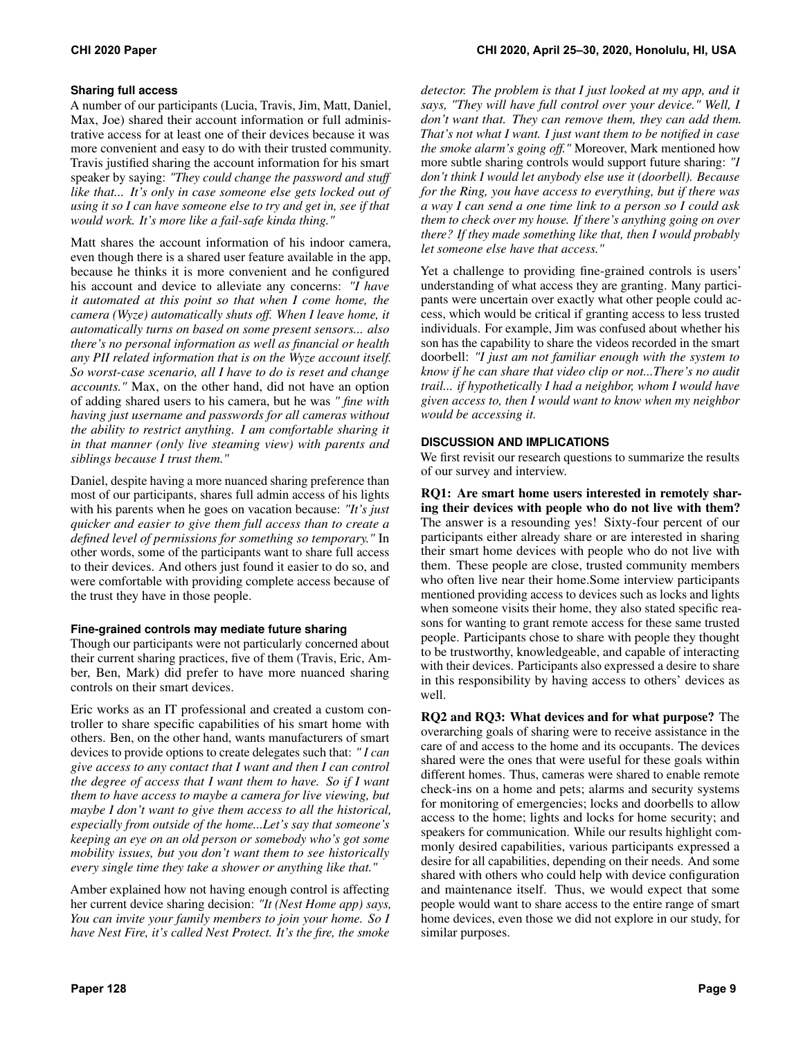### Sharing full access

A number of our participants (Lucia, Travis, Jim, Matt, Daniel, Max, Joe) shared their account information or full administrative access for at least one of their devices because it was more convenient and easy to do with their trusted community. Travis justified sharing the account information for his smart speaker by saying: *"They could change the password and stuff like that... It's only in case someone else gets locked out of using it so I can have someone else to try and get in, see if that would work. It's more like a fail-safe kinda thing."*

Matt shares the account information of his indoor camera, even though there is a shared user feature available in the app, because he thinks it is more convenient and he configured his account and device to alleviate any concerns: *"I have it automated at this point so that when I come home, the camera (Wyze) automatically shuts off. When I leave home, it automatically turns on based on some present sensors... also there's no personal information as well as financial or health any PII related information that is on the Wyze account itself. So worst-case scenario, all I have to do is reset and change accounts."* Max, on the other hand, did not have an option of adding shared users to his camera, but he was *" fine with having just username and passwords for all cameras without the ability to restrict anything. I am comfortable sharing it in that manner (only live steaming view) with parents and siblings because I trust them."*

Daniel, despite having a more nuanced sharing preference than most of our participants, shares full admin access of his lights with his parents when he goes on vacation because: *"It's just quicker and easier to give them full access than to create a defined level of permissions for something so temporary."* In other words, some of the participants want to share full access to their devices. And others just found it easier to do so, and were comfortable with providing complete access because of the trust they have in those people.

### Fine-grained controls may mediate future sharing

Though our participants were not particularly concerned about their current sharing practices, five of them (Travis, Eric, Amber, Ben, Mark) did prefer to have more nuanced sharing controls on their smart devices.

Eric works as an IT professional and created a custom controller to share specific capabilities of his smart home with others. Ben, on the other hand, wants manufacturers of smart devices to provide options to create delegates such that: *" I can give access to any contact that I want and then I can control the degree of access that I want them to have. So if I want them to have access to maybe a camera for live viewing, but maybe I don't want to give them access to all the historical, especially from outside of the home...Let's say that someone's keeping an eye on an old person or somebody who's got some mobility issues, but you don't want them to see historically every single time they take a shower or anything like that."*

Amber explained how not having enough control is affecting her current device sharing decision: *"It (Nest Home app) says, You can invite your family members to join your home. So I have Nest Fire, it's called Nest Protect. It's the fire, the smoke detector. The problem is that I just looked at my app, and it says, "They will have full control over your device." Well, I don't want that. They can remove them, they can add them. That's not what I want. I just want them to be notified in case the smoke alarm's going off."* Moreover, Mark mentioned how more subtle sharing controls would support future sharing: *"I don't think I would let anybody else use it (doorbell). Because for the Ring, you have access to everything, but if there was a way I can send a one time link to a person so I could ask them to check over my house. If there's anything going on over there? If they made something like that, then I would probably let someone else have that access."*

Yet a challenge to providing fine-grained controls is users' understanding of what access they are granting. Many participants were uncertain over exactly what other people could access, which would be critical if granting access to less trusted individuals. For example, Jim was confused about whether his son has the capability to share the videos recorded in the smart doorbell: *"I just am not familiar enough with the system to know if he can share that video clip or not...There's no audit trail... if hypothetically I had a neighbor, whom I would have given access to, then I would want to know when my neighbor would be accessing it.*

## DISCUSSION AND IMPLICATIONS

We first revisit our research questions to summarize the results of our survey and interview.

**RQ1: Are smart home users interested in remotely sharing their devices with people who do not live with them?** The answer is a resounding yes! Sixty-four percent of our participants either already share or are interested in sharing their smart home devices with people who do not live with them. These people are close, trusted community members who often live near their home.Some interview participants mentioned providing access to devices such as locks and lights when someone visits their home, they also stated specific reasons for wanting to grant remote access for these same trusted people. Participants chose to share with people they thought to be trustworthy, knowledgeable, and capable of interacting with their devices. Participants also expressed a desire to share in this responsibility by having access to others' devices as well.

**RQ2 and RQ3: What devices and for what purpose?** The overarching goals of sharing were to receive assistance in the care of and access to the home and its occupants. The devices shared were the ones that were useful for these goals within different homes. Thus, cameras were shared to enable remote check-ins on a home and pets; alarms and security systems for monitoring of emergencies; locks and doorbells to allow access to the home; lights and locks for home security; and speakers for communication. While our results highlight commonly desired capabilities, various participants expressed a desire for all capabilities, depending on their needs. And some shared with others who could help with device configuration and maintenance itself. Thus, we would expect that some people would want to share access to the entire range of smart home devices, even those we did not explore in our study, for similar purposes.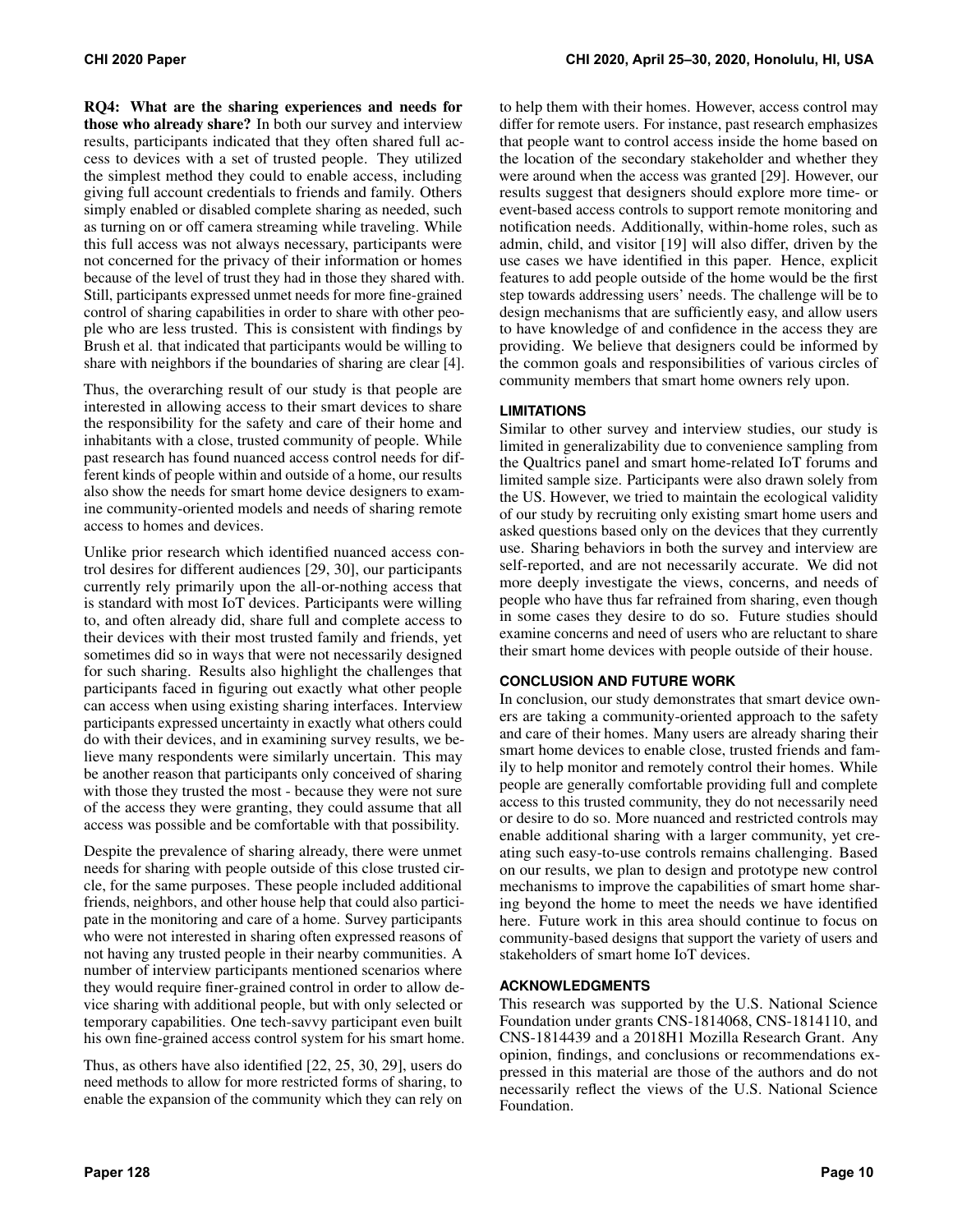**RQ4: What are the sharing experiences and needs for those who already share?** In both our survey and interview results, participants indicated that they often shared full access to devices with a set of trusted people. They utilized the simplest method they could to enable access, including giving full account credentials to friends and family. Others simply enabled or disabled complete sharing as needed, such as turning on or off camera streaming while traveling. While this full access was not always necessary, participants were not concerned for the privacy of their information or homes because of the level of trust they had in those they shared with. Still, participants expressed unmet needs for more fine-grained control of sharing capabilities in order to share with other people who are less trusted. This is consistent with findings by Brush et al. that indicated that participants would be willing to share with neighbors if the boundaries of sharing are clear [4].

Thus, the overarching result of our study is that people are interested in allowing access to their smart devices to share the responsibility for the safety and care of their home and inhabitants with a close, trusted community of people. While past research has found nuanced access control needs for different kinds of people within and outside of a home, our results also show the needs for smart home device designers to examine community-oriented models and needs of sharing remote access to homes and devices.

Unlike prior research which identified nuanced access control desires for different audiences [29, 30], our participants currently rely primarily upon the all-or-nothing access that is standard with most IoT devices. Participants were willing to, and often already did, share full and complete access to their devices with their most trusted family and friends, yet sometimes did so in ways that were not necessarily designed for such sharing. Results also highlight the challenges that participants faced in figuring out exactly what other people can access when using existing sharing interfaces. Interview participants expressed uncertainty in exactly what others could do with their devices, and in examining survey results, we believe many respondents were similarly uncertain. This may be another reason that participants only conceived of sharing with those they trusted the most - because they were not sure of the access they were granting, they could assume that all access was possible and be comfortable with that possibility.

Despite the prevalence of sharing already, there were unmet needs for sharing with people outside of this close trusted circle, for the same purposes. These people included additional friends, neighbors, and other house help that could also participate in the monitoring and care of a home. Survey participants who were not interested in sharing often expressed reasons of not having any trusted people in their nearby communities. A number of interview participants mentioned scenarios where they would require finer-grained control in order to allow device sharing with additional people, but with only selected or temporary capabilities. One tech-savvy participant even built his own fine-grained access control system for his smart home.

Thus, as others have also identified [22, 25, 30, 29], users do need methods to allow for more restricted forms of sharing, to enable the expansion of the community which they can rely on to help them with their homes. However, access control may differ for remote users. For instance, past research emphasizes that people want to control access inside the home based on the location of the secondary stakeholder and whether they were around when the access was granted [29]. However, our results suggest that designers should explore more time- or event-based access controls to support remote monitoring and notification needs. Additionally, within-home roles, such as admin, child, and visitor [19] will also differ, driven by the use cases we have identified in this paper. Hence, explicit features to add people outside of the home would be the first step towards addressing users' needs. The challenge will be to design mechanisms that are sufficiently easy, and allow users to have knowledge of and confidence in the access they are providing. We believe that designers could be informed by the common goals and responsibilities of various circles of community members that smart home owners rely upon.

## LIMITATIONS

Similar to other survey and interview studies, our study is limited in generalizability due to convenience sampling from the Qualtrics panel and smart home-related IoT forums and limited sample size. Participants were also drawn solely from the US. However, we tried to maintain the ecological validity of our study by recruiting only existing smart home users and asked questions based only on the devices that they currently use. Sharing behaviors in both the survey and interview are self-reported, and are not necessarily accurate. We did not more deeply investigate the views, concerns, and needs of people who have thus far refrained from sharing, even though in some cases they desire to do so. Future studies should examine concerns and need of users who are reluctant to share their smart home devices with people outside of their house.

## CONCLUSION AND FUTURE WORK

In conclusion, our study demonstrates that smart device owners are taking a community-oriented approach to the safety and care of their homes. Many users are already sharing their smart home devices to enable close, trusted friends and family to help monitor and remotely control their homes. While people are generally comfortable providing full and complete access to this trusted community, they do not necessarily need or desire to do so. More nuanced and restricted controls may enable additional sharing with a larger community, yet creating such easy-to-use controls remains challenging. Based on our results, we plan to design and prototype new control mechanisms to improve the capabilities of smart home sharing beyond the home to meet the needs we have identified here. Future work in this area should continue to focus on community-based designs that support the variety of users and stakeholders of smart home IoT devices.

## ACKNOWLEDGMENTS

This research was supported by the U.S. National Science Foundation under grants CNS-1814068, CNS-1814110, and CNS-1814439 and a 2018H1 Mozilla Research Grant. Any opinion, findings, and conclusions or recommendations expressed in this material are those of the authors and do not necessarily reflect the views of the U.S. National Science Foundation.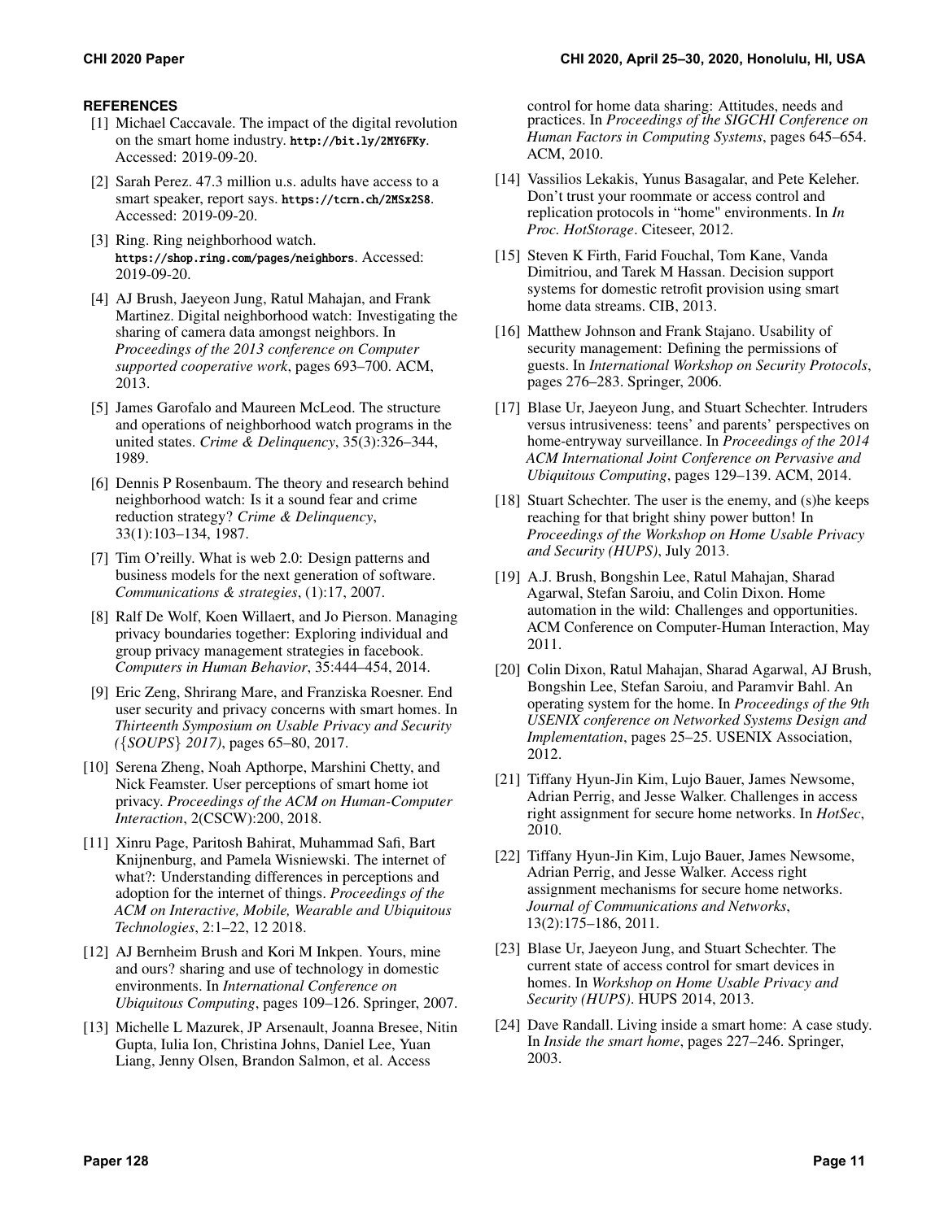## REFERENCES

[1] Michael Caccavale. The impact of the digital revolution on the smart home industry. http://bit.ly/2MY6FKy. Accessed: 2019-09-20.

[2] Sarah Perez. 47.3 million u.s. adults have access to a smart speaker, report says. https://tcrn.ch/2MSx2S8. Accessed: 2019-09-20.

[3] Ring. Ring neighborhood watch. https://shop.ring.com/pages/neighbors. Accessed: 2019-09-20.

[4] AJ Brush, Jaeyeon Jung, Ratul Mahajan, and Frank Martinez. Digital neighborhood watch: Investigating the sharing of camera data amongst neighbors. In *Proceedings of the 2013 conference on Computer supported cooperative work*, pages 693–700. ACM, 2013.

[5] James Garofalo and Maureen McLeod. The structure and operations of neighborhood watch programs in the united states. *Crime & Delinquency*, 35(3):326–344, 1989.

[6] Dennis P Rosenbaum. The theory and research behind neighborhood watch: Is it a sound fear and crime reduction strategy? *Crime & Delinquency*, 33(1):103–134, 1987.

[7] Tim O'reilly. What is web 2.0: Design patterns and business models for the next generation of software. *Communications & strategies*, (1):17, 2007.

[8] Ralf De Wolf, Koen Willaert, and Jo Pierson. Managing privacy boundaries together: Exploring individual and group privacy management strategies in facebook. *Computers in Human Behavior*, 35:444–454, 2014.

[9] Eric Zeng, Shrirang Mare, and Franziska Roesner. End user security and privacy concerns with smart homes. In *Thirteenth Symposium on Usable Privacy and Security ({SOUPS} 2017)*, pages 65–80, 2017.

[10] Serena Zheng, Noah Apthorpe, Marshini Chetty, and Nick Feamster. User perceptions of smart home iot privacy. *Proceedings of the ACM on Human-Computer Interaction*, 2(CSCW):200, 2018.

[11] Xinru Page, Paritosh Bahirat, Muhammad Safi, Bart Knijnenburg, and Pamela Wisniewski. The internet of what?: Understanding differences in perceptions and adoption for the internet of things. *Proceedings of the ACM on Interactive, Mobile, Wearable and Ubiquitous Technologies*, 2:1–22, 12 2018.

[12] AJ Bernheim Brush and Kori M Inkpen. Yours, mine and ours? sharing and use of technology in domestic environments. In *International Conference on Ubiquitous Computing*, pages 109–126. Springer, 2007.

[13] Michelle L Mazurek, JP Arsenault, Joanna Bresee, Nitin Gupta, Iulia Ion, Christina Johns, Daniel Lee, Yuan Liang, Jenny Olsen, Brandon Salmon, et al. Access control for home data sharing: Attitudes, needs and practices. In *Proceedings of the SIGCHI Conference on Human Factors in Computing Systems*, pages 645–654. ACM, 2010.

[14] Vassilios Lekakis, Yunus Basagalar, and Pete Keleher. Don't trust your roommate or access control and replication protocols in "home" environments. In *In Proc. HotStorage*. Citeseer, 2012.

[15] Steven K Firth, Farid Fouchal, Tom Kane, Vanda Dimitriou, and Tarek M Hassan. Decision support systems for domestic retrofit provision using smart home data streams. CIB, 2013.

[16] Matthew Johnson and Frank Stajano. Usability of security management: Defining the permissions of guests. In *International Workshop on Security Protocols*, pages 276–283. Springer, 2006.

[17] Blase Ur, Jaeyeon Jung, and Stuart Schechter. Intruders versus intrusiveness: teens' and parents' perspectives on home-entryway surveillance. In *Proceedings of the 2014 ACM International Joint Conference on Pervasive and Ubiquitous Computing*, pages 129–139. ACM, 2014.

[18] Stuart Schechter. The user is the enemy, and (s)he keeps reaching for that bright shiny power button! In *Proceedings of the Workshop on Home Usable Privacy and Security (HUPS)*, July 2013.

[19] A.J. Brush, Bongshin Lee, Ratul Mahajan, Sharad Agarwal, Stefan Saroiu, and Colin Dixon. Home automation in the wild: Challenges and opportunities. ACM Conference on Computer-Human Interaction, May 2011.

[20] Colin Dixon, Ratul Mahajan, Sharad Agarwal, AJ Brush, Bongshin Lee, Stefan Saroiu, and Paramvir Bahl. An operating system for the home. In *Proceedings of the 9th USENIX conference on Networked Systems Design and Implementation*, pages 25–25. USENIX Association, 2012.

[21] Tiffany Hyun-Jin Kim, Lujo Bauer, James Newsome, Adrian Perrig, and Jesse Walker. Challenges in access right assignment for secure home networks. In *HotSec*, 2010.

[22] Tiffany Hyun-Jin Kim, Lujo Bauer, James Newsome, Adrian Perrig, and Jesse Walker. Access right assignment mechanisms for secure home networks. *Journal of Communications and Networks*, 13(2):175–186, 2011.

[23] Blase Ur, Jaeyeon Jung, and Stuart Schechter. The current state of access control for smart devices in homes. In *Workshop on Home Usable Privacy and Security (HUPS)*. HUPS 2014, 2013.

[24] Dave Randall. Living inside a smart home: A case study. In *Inside the smart home*, pages 227–246. Springer, 2003.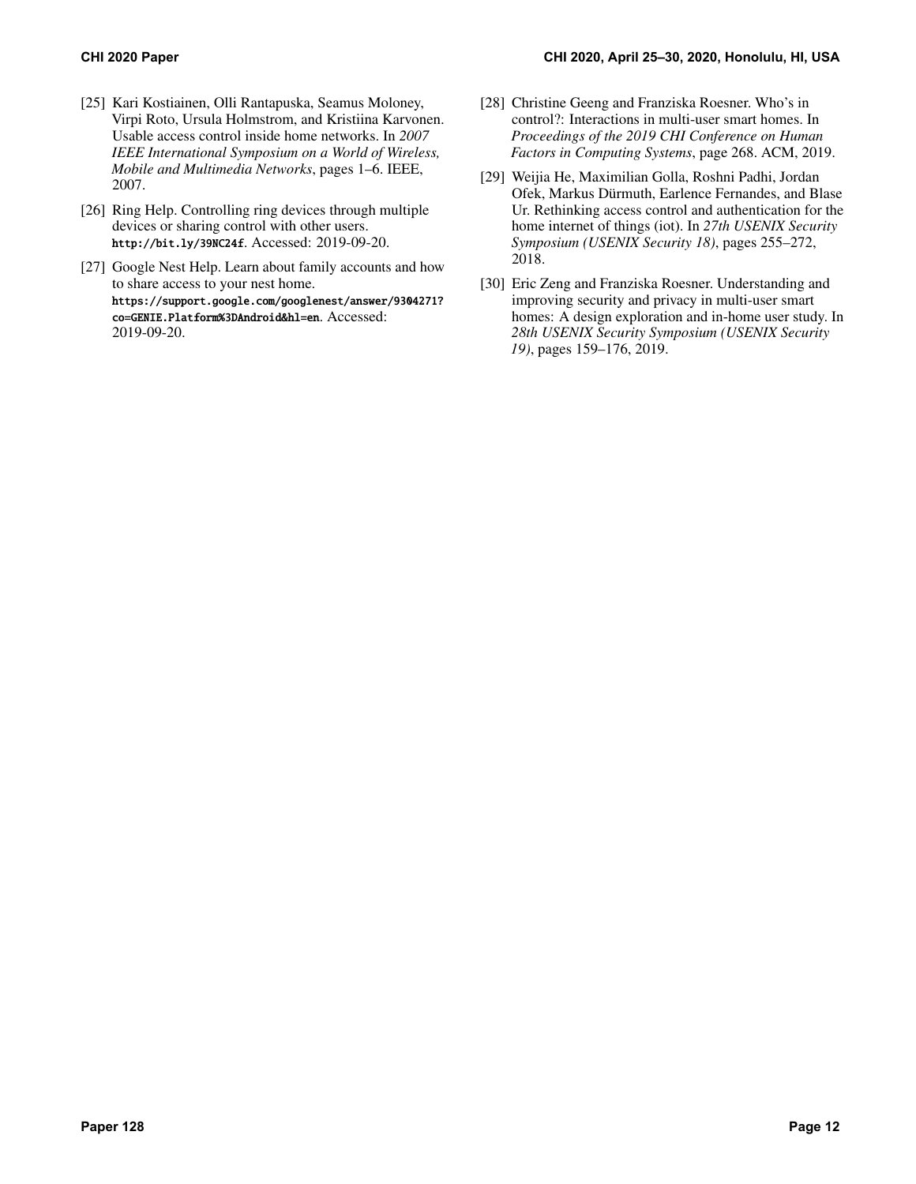[25] Kari Kostiainen, Olli Rantapuska, Seamus Moloney, Virpi Roto, Ursula Holmstrom, and Kristiina Karvonen. Usable access control inside home networks. In *2007 IEEE International Symposium on a World of Wireless, Mobile and Multimedia Networks*, pages 1–6. IEEE, 2007.

[26] Ring Help. Controlling ring devices through multiple devices or sharing control with other users. `http://bit.ly/39NC24f`. Accessed: 2019-09-20.

[27] Google Nest Help. Learn about family accounts and how to share access to your nest home. `https://support.google.com/googlenest/answer/9304271?co=GENIE.Platform%3DAndroid&hl=en`. Accessed: 2019-09-20.

[28] Christine Geeng and Franziska Roesner. Who's in control?: Interactions in multi-user smart homes. In *Proceedings of the 2019 CHI Conference on Human Factors in Computing Systems*, page 268. ACM, 2019.

[29] Weijia He, Maximilian Golla, Roshni Padhi, Jordan Ofek, Markus Dürmuth, Earlence Fernandes, and Blase Ur. Rethinking access control and authentication for the home internet of things (iot). In *27th USENIX Security Symposium (USENIX Security 18)*, pages 255–272, 2018.

[30] Eric Zeng and Franziska Roesner. Understanding and improving security and privacy in multi-user smart homes: A design exploration and in-home user study. In *28th USENIX Security Symposium (USENIX Security 19)*, pages 159–176, 2019.